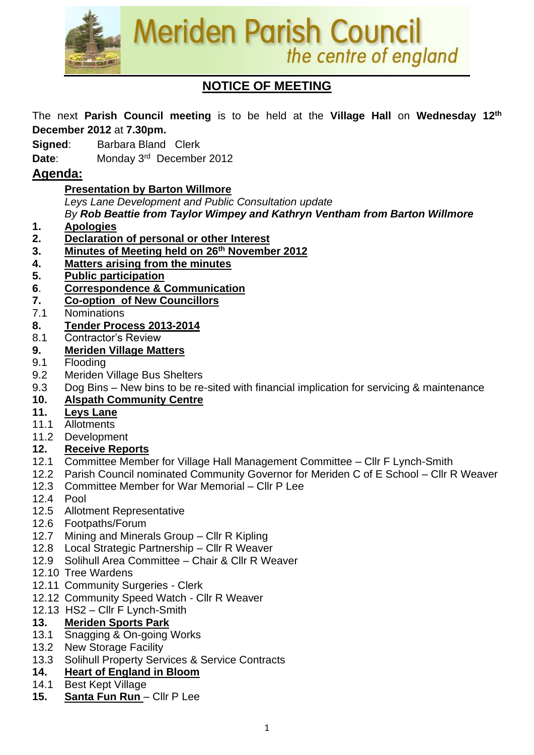# Meriden Parish Council

*the centre of england*

## NOTICE OF MEETING

The next **Parish Council meeting** is to be held at the **Village Hall** on **Wednesday 12th December 2012** at **7.30pm.**

**Signed**: Barbara Bland Clerk

**Date**: Monday 3rd December 2012

## Agenda:

**Presentation by Barton Willmore**

*Leys Lane Development and Public Consultation update*

*By* ***Rob Beattie from Taylor Wimpey and Kathryn Ventham from Barton Willmore***

**1. Apologies**

**2. Declaration of personal or other Interest**

**3. Minutes of Meeting held on 26th November 2012**

**4. Matters arising from the minutes**

**5. Public participation**

**6. Correspondence & Communication**

**7. Co-option of New Councillors**

7.1 Nominations

**8. Tender Process 2013-2014**

8.1 Contractor's Review

**9. Meriden Village Matters**

9.1 Flooding

9.2 Meriden Village Bus Shelters

9.3 Dog Bins – New bins to be re-sited with financial implication for servicing & maintenance

**10. Alspath Community Centre**

**11. Leys Lane**

11.1 Allotments

11.2 Development

**12. Receive Reports**

12.1 Committee Member for Village Hall Management Committee – Cllr F Lynch-Smith

12.2 Parish Council nominated Community Governor for Meriden C of E School – Cllr R Weaver

12.3 Committee Member for War Memorial – Cllr P Lee

12.4 Pool

12.5 Allotment Representative

12.6 Footpaths/Forum

12.7 Mining and Minerals Group – Cllr R Kipling

12.8 Local Strategic Partnership – Cllr R Weaver

12.9 Solihull Area Committee – Chair & Cllr R Weaver

12.10 Tree Wardens

12.11 Community Surgeries - Clerk

12.12 Community Speed Watch - Cllr R Weaver

12.13 HS2 – Cllr F Lynch-Smith

**13. Meriden Sports Park**

13.1 Snagging & On-going Works

13.2 New Storage Facility

13.3 Solihull Property Services & Service Contracts

**14. Heart of England in Bloom**

14.1 Best Kept Village

**15. Santa Fun Run** – Cllr P Lee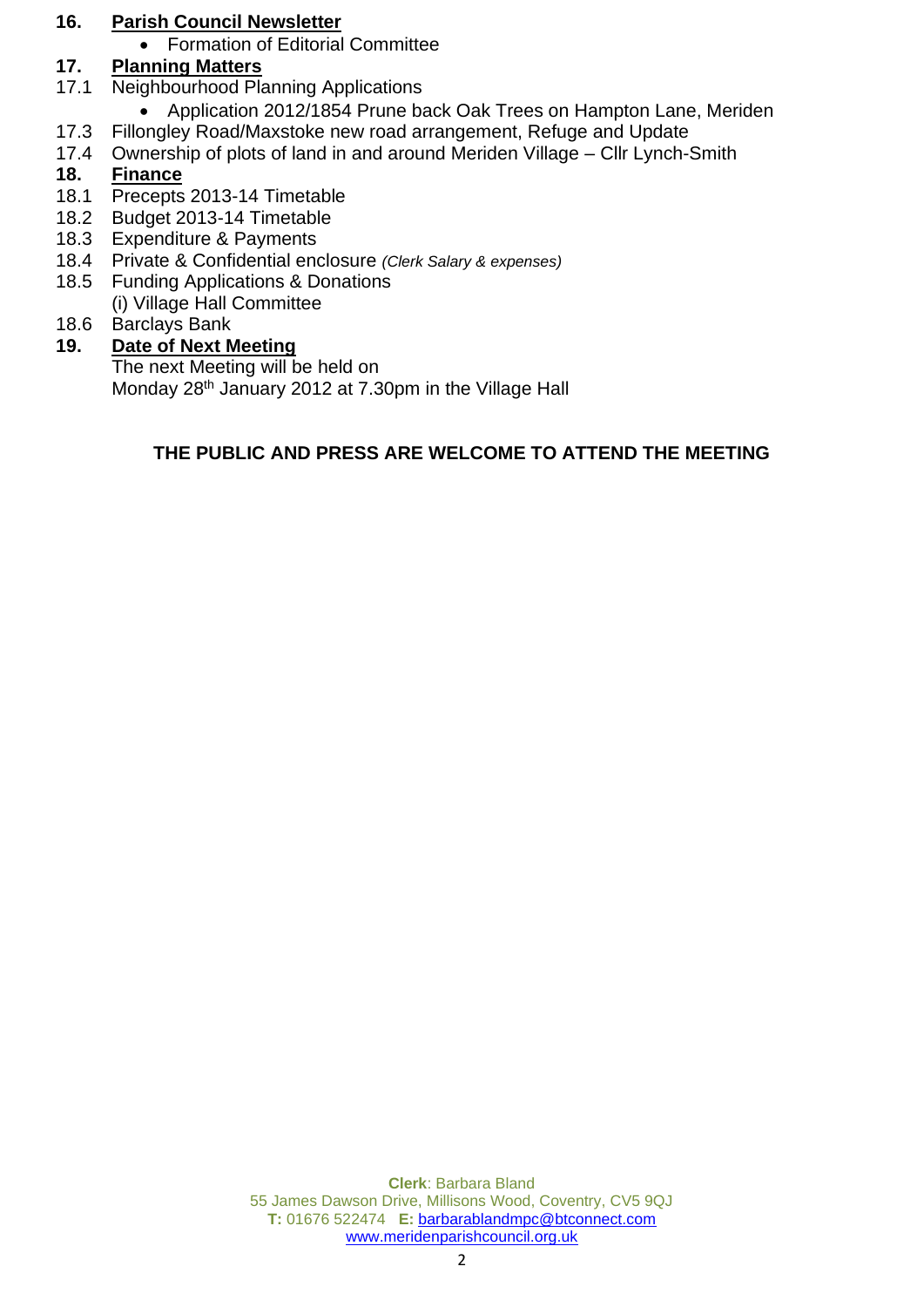**16. Parish Council Newsletter**

- Formation of Editorial Committee

**17. Planning Matters**

17.1 Neighbourhood Planning Applications

- Application 2012/1854 Prune back Oak Trees on Hampton Lane, Meriden

17.3 Fillongley Road/Maxstoke new road arrangement, Refuge and Update

17.4 Ownership of plots of land in and around Meriden Village – Cllr Lynch-Smith

**18. Finance**

18.1 Precepts 2013-14 Timetable

18.2 Budget 2013-14 Timetable

18.3 Expenditure & Payments

18.4 Private & Confidential enclosure *(Clerk Salary & expenses)*

18.5 Funding Applications & Donations
(i) Village Hall Committee

18.6 Barclays Bank

**19. Date of Next Meeting**

The next Meeting will be held on
Monday 28th January 2012 at 7.30pm in the Village Hall

**THE PUBLIC AND PRESS ARE WELCOME TO ATTEND THE MEETING**

**Clerk**: Barbara Bland
55 James Dawson Drive, Millisons Wood, Coventry, CV5 9QJ
**T:** 01676 522474 **E:** barbarablandmpc@btconnect.com
www.meridenparishcouncil.org.uk